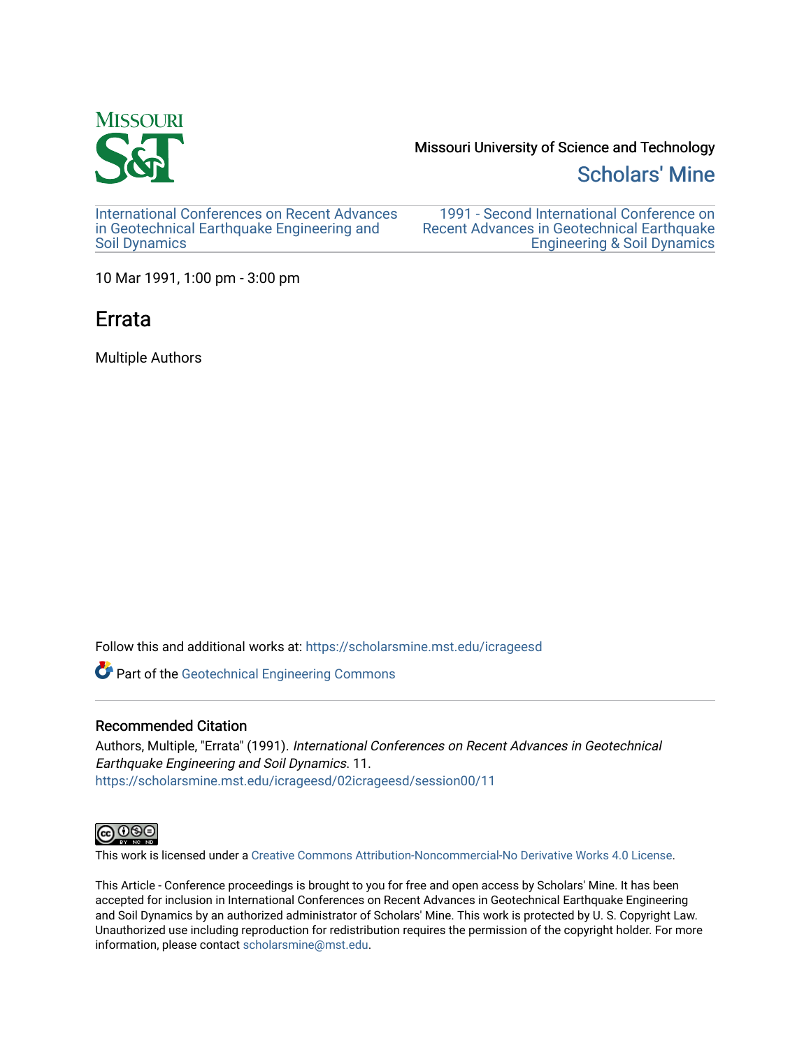Missouri University of Science and Technology

Scholars' Mine

International Conferences on Recent Advances in Geotechnical Earthquake Engineering and Soil Dynamics

1991 - Second International Conference on Recent Advances in Geotechnical Earthquake Engineering & Soil Dynamics

10 Mar 1991, 1:00 pm - 3:00 pm

# Errata

Multiple Authors

Follow this and additional works at: https://scholarsmine.mst.edu/icrageesd

Part of the Geotechnical Engineering Commons

## Recommended Citation

Authors, Multiple, "Errata" (1991). *International Conferences on Recent Advances in Geotechnical Earthquake Engineering and Soil Dynamics*. 11.
https://scholarsmine.mst.edu/icrageesd/02icrageesd/session00/11

This work is licensed under a Creative Commons Attribution-Noncommercial-No Derivative Works 4.0 License.

This Article - Conference proceedings is brought to you for free and open access by Scholars' Mine. It has been accepted for inclusion in International Conferences on Recent Advances in Geotechnical Earthquake Engineering and Soil Dynamics by an authorized administrator of Scholars' Mine. This work is protected by U. S. Copyright Law. Unauthorized use including reproduction for redistribution requires the permission of the copyright holder. For more information, please contact scholarsmine@mst.edu.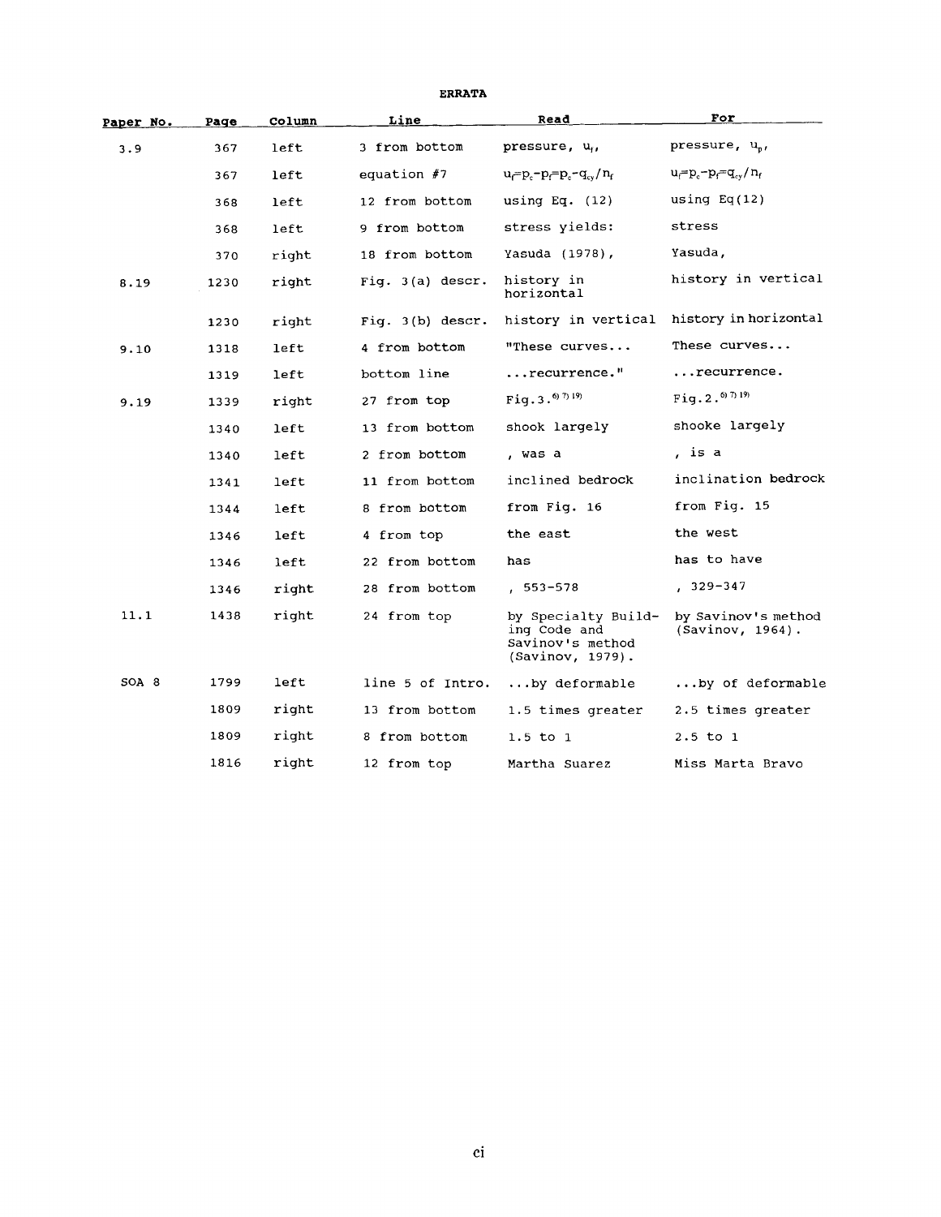**ERRATA**

| Paper No. | Page | Column | Line | Read | For |
|---|---|---|---|---|---|
| 3.9 | 367 | left | 3 from bottom | pressure, $u_f$, | pressure, $u_p$, |
| | 367 | left | equation #7 | $u_f=p_c-p_f=p_c-q_{cy}/n_f$ | $u_f=p_c-p_f=q_{cy}/n_f$ |
| | 368 | left | 12 from bottom | using Eq. (12) | using Eq(12) |
| | 368 | left | 9 from bottom | stress yields: | stress |
| | 370 | right | 18 from bottom | Yasuda (1978), | Yasuda, |
| 8.19 | 1230 | right | Fig. 3(a) descr. | history in horizontal | history in vertical |
| | 1230 | right | Fig. 3(b) descr. | history in vertical | history in horizontal |
| 9.10 | 1318 | left | 4 from bottom | "These curves... | These curves... |
| | 1319 | left | bottom line | ...recurrence." | ...recurrence. |
| 9.19 | 1339 | right | 27 from top | Fig.3.[6) 7) 19)] | Fig.2.[6) 7) 19)] |
| | 1340 | left | 13 from bottom | shook largely | shooke largely |
| | 1340 | left | 2 from bottom | , was a | , is a |
| | 1341 | left | 11 from bottom | inclined bedrock | inclination bedrock |
| | 1344 | left | 8 from bottom | from Fig. 16 | from Fig. 15 |
| | 1346 | left | 4 from top | the east | the west |
| | 1346 | left | 22 from bottom | has | has to have |
| | 1346 | right | 28 from bottom | , 553-578 | , 329-347 |
| 11.1 | 1438 | right | 24 from top | by Specialty Building Code and Savinov's method (Savinov, 1979). | by Savinov's method (Savinov, 1964). |
| SOA 8 | 1799 | left | line 5 of Intro. | ...by deformable | ...by of deformable |
| | 1809 | right | 13 from bottom | 1.5 times greater | 2.5 times greater |
| | 1809 | right | 8 from bottom | 1.5 to 1 | 2.5 to 1 |
| | 1816 | right | 12 from top | Martha Suarez | Miss Marta Bravo |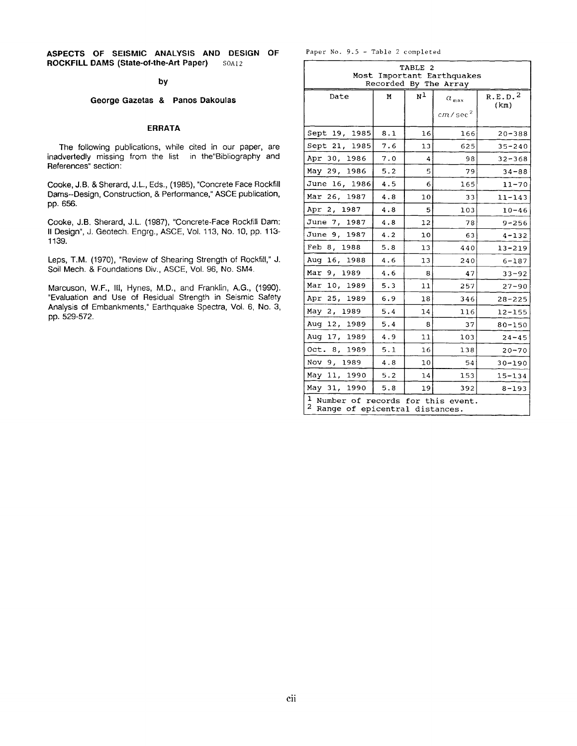**ASPECTS OF SEISMIC ANALYSIS AND DESIGN OF ROCKFILL DAMS (State-of-the-Art Paper)** SOA12

by

**George Gazetas & Panos Dakoulas**

## ERRATA

The following publications, while cited in our paper, are inadvertedly missing from the list in the"Bibliography and References" section:

Cooke, J.B. & Sherard, J.L., Eds., (1985), "Concrete Face Rockfill Dams--Design, Construction, & Performance," ASCE publication, pp. 656.

Cooke, J.B. Sherard, J.L. (1987), "Concrete-Face Rockfill Dam: II Design", J. Geotech. Engrg., ASCE, Vol. 113, No. 10, pp. 113-1139.

Leps, T.M. (1970), "Review of Shearing Strength of Rockfill," J. Soil Mech. & Foundations Div., ASCE, Vol. 96, No. SM4.

Marcuson, W.F., III, Hynes, M.D., and Franklin, A.G., (1990). "Evaluation and Use of Residual Strength in Seismic Safety Analysis of Embankments," Earthquake Spectra, Vol. 6, No. 3, pp. 529-572.

Paper No. 9.5 - Table 2 completed

TABLE 2
Most Important Earthquakes Recorded By The Array

| Date | M | N[1] | $a_{max}$ $cm/sec^2$ | R.E.D.[2] (km) |
|---|---|---|---|---|
| Sept 19, 1985 | 8.1 | 16 | 166 | 20-388 |
| Sept 21, 1985 | 7.6 | 13 | 625 | 35-240 |
| Apr 30, 1986 | 7.0 | 4 | 98 | 32-368 |
| May 29, 1986 | 5.2 | 5 | 79 | 34-88 |
| June 16, 1986 | 4.5 | 6 | 165 | 11-70 |
| Mar 26, 1987 | 4.8 | 10 | 33 | 11-143 |
| Apr 2, 1987 | 4.8 | 5 | 103 | 10-46 |
| June 7, 1987 | 4.8 | 12 | 78 | 9-256 |
| June 9, 1987 | 4.2 | 10 | 63 | 4-132 |
| Feb 8, 1988 | 5.8 | 13 | 440 | 13-219 |
| Aug 16, 1988 | 4.6 | 13 | 240 | 6-187 |
| Mar 9, 1989 | 4.6 | 8 | 47 | 33-92 |
| Mar 10, 1989 | 5.3 | 11 | 257 | 27-90 |
| Apr 25, 1989 | 6.9 | 18 | 346 | 28-225 |
| May 2, 1989 | 5.4 | 14 | 116 | 12-155 |
| Aug 12, 1989 | 5.4 | 8 | 37 | 80-150 |
| Aug 17, 1989 | 4.9 | 11 | 103 | 24-45 |
| Oct. 8, 1989 | 5.1 | 16 | 138 | 20-70 |
| Nov 9, 1989 | 4.8 | 10 | 54 | 30-190 |
| May 11, 1990 | 5.2 | 14 | 153 | 15-134 |
| May 31, 1990 | 5.8 | 19 | 392 | 8-193 |

[1] Number of records for this event.
[2] Range of epicentral distances.